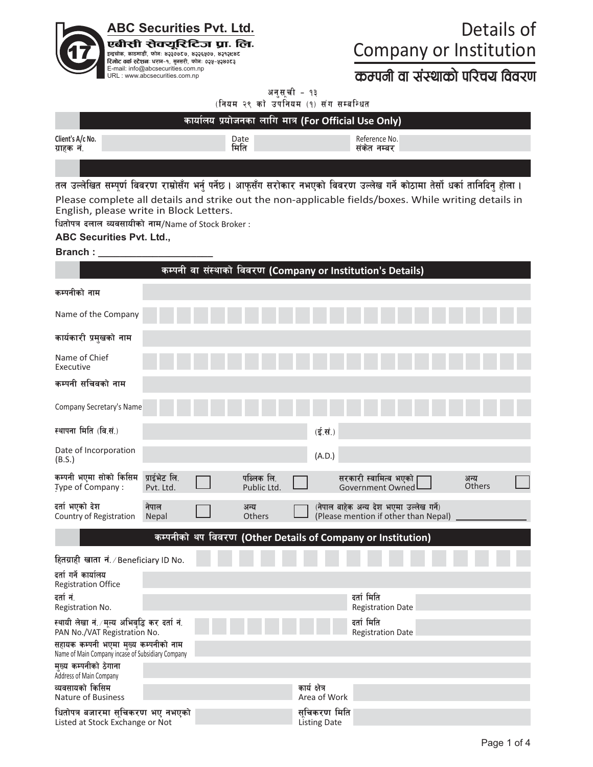**ABC Securities Pvt. Ltd.**
**एबीसी सेक्यूरिटिज प्रा. लि.**
इन्द्रचोक, काठमाडौं, फोन: ४२३०७८७, ४२२६५७७, ४२१२४५८
रिमोट वर्क स्टेशन: धरान-१, सुनसरी, फोन: ०२५-५२४०८३
E-mail: info@abcsecurities.com.np
URL : www.abcsecurities.com.np

# Details of Company or Institution
# कम्पनी वा संस्थाको परिचय विवरण

अनुसूची - १३
(नियम २९ को उपनियम (१) संग सम्बन्धित

**कार्यालय प्रयोजनका लागि मात्र (For Official Use Only)**

| Client's A/c No. ग्राहक नं. | | Date मिति | | Reference No. संकेत नम्बर | |
|---|---|---|---|---|---|

तल उल्लेखित सम्पूर्ण विवरण राम्रोसँग भर्नु पर्नेछ । आफूसँग सरोकार नभएको विवरण उल्लेख गर्ने कोठामा तेर्सो धर्का तानिदिनु होला ।

Please complete all details and strike out the non-applicable fields/boxes. While writing details in English, please write in Block Letters.

धितोपत्र दलाल व्यवसायीको नाम/Name of Stock Broker :

**ABC Securities Pvt. Ltd.,**

**Branch : ____________________**

## कम्पनी वा संस्थाको विवरण (Company or Institution's Details)

| | | | |
|---|---|---|---|
| कम्पनीको नाम | | | |
| Name of the Company | | | |
| कार्यकारी प्रमुखको नाम | | | |
| Name of Chief Executive | | | |
| कम्पनी सचिवको नाम | | | |
| Company Secretary's Name | | | |
| स्थापना मिति (वि.सं.) | | (ई.सं.) | |
| Date of Incorporation (B.S.) | | (A.D.) | |

कम्पनी भएमा सोको किसिम / Type of Company : प्राईभेट लि. Pvt. Ltd. ☐ पब्लिक लि. Public Ltd. ☐ सरकारी स्वामित्व भएको Government Owned ☐ अन्य Others ☐

दर्ता भएको देश / Country of Registration : नेपाल Nepal ☐ अन्य Others ☐ (नेपाल बाहेक अन्य देश भएमा उल्लेख गर्नें) (Please mention if other than Nepal) ____________

## कम्पनीको थप विवरण (Other Details of Company or Institution)

| | | | |
|---|---|---|---|
| हितग्राही खाता नं. / Beneficiary ID No. | | | |
| दर्ता गर्ने कार्यालय Registration Office | | | |
| दर्ता नं. Registration No. | | दर्ता मिति Registration Date | |
| स्थायी लेखा नं. / मूल्य अभिवृद्धि कर दर्ता नं. PAN No./VAT Registration No. | | दर्ता मिति Registration Date | |
| सहायक कम्पनी भएमा मुख्य कम्पनीको नाम Name of Main Company incase of Subsidiary Company | | | |
| मुख्य कम्पनीको ठेगाना Address of Main Company | | | |
| व्यवसायको किसिम Nature of Business | | कार्य क्षेत्र Area of Work | |
| धितोपत्र बजारमा सूचिकरण भए नभएको Listed at Stock Exchange or Not | | सूचिकरण मिति Listing Date | |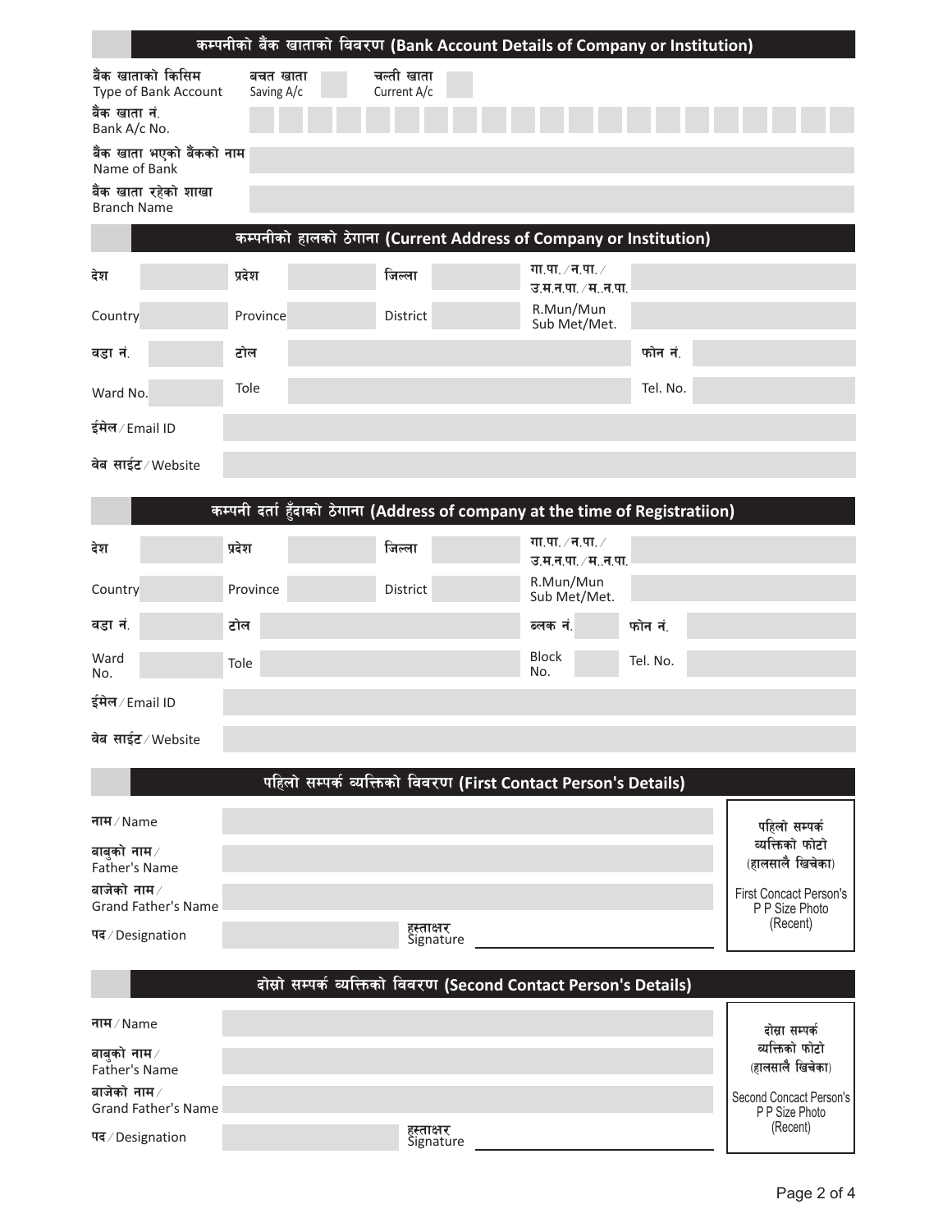## कम्पनीको बैंक खाताको विवरण (Bank Account Details of Company or Institution)

| | | | | |
|---|---|---|---|---|
| बैंक खाताको किसिम<br>Type of Bank Account | बचत खाता<br>Saving A/c | | चल्ती खाता<br>Current A/c | |
| बैंक खाता नं.<br>Bank A/c No. | | | | |
| बैंक खाता भएको बैंकको नाम<br>Name of Bank | | | | |
| बैंक खाता रहेको शाखा<br>Branch Name | | | | |

## कम्पनीको हालको ठेगाना (Current Address of Company or Institution)

| | | | | | | | |
|---|---|---|---|---|---|---|---|
| देश<br>Country | | प्रदेश<br>Province | | जिल्ला<br>District | | गा.पा. / न.पा. / उ.म.न.पा. / म..न.पा.<br>R.Mun/Mun Sub Met/Met. | |
| वडा नं.<br>Ward No. | | टोल<br>Tole | | | | फोन नं.<br>Tel. No. | |
| ईमेल / Email ID | | | | | | | |
| वेब साईट / Website | | | | | | | |

## कम्पनी दर्ता हुँदाको ठेगाना (Address of company at the time of Registratiion)

| | | | | | | | | | |
|---|---|---|---|---|---|---|---|---|---|
| देश<br>Country | | प्रदेश<br>Province | | जिल्ला<br>District | | गा.पा. / न.पा. / उ.म.न.पा. / म..न.पा.<br>R.Mun/Mun Sub Met/Met. | | | |
| वडा नं.<br>Ward No. | | टोल<br>Tole | | | | ब्लक नं.<br>Block No. | | फोन नं.<br>Tel. No. | |
| ईमेल / Email ID | | | | | | | | | |
| वेब साईट / Website | | | | | | | | | |

## पहिलो सम्पर्क व्यक्तिको विवरण (First Contact Person's Details)

| | | | |
|---|---|---|---|
| नाम / Name | | | पहिलो सम्पर्क व्यक्तिको फोटो (हालसालै खिचेका)<br>First Concact Person's P P Size Photo (Recent) |
| बाबुको नाम / Father's Name | | | |
| बाजेको नाम / Grand Father's Name | | | |
| पद / Designation | | हस्ताक्षर Signature ____________ | |

## दोस्रो सम्पर्क व्यक्तिको विवरण (Second Contact Person's Details)

| | | | |
|---|---|---|---|
| नाम / Name | | | दोस्रा सम्पर्क व्यक्तिको फोटो (हालसालै खिचेका)<br>Second Concact Person's P P Size Photo (Recent) |
| बाबुको नाम / Father's Name | | | |
| बाजेको नाम / Grand Father's Name | | | |
| पद / Designation | | हस्ताक्षर Signature ____________ | |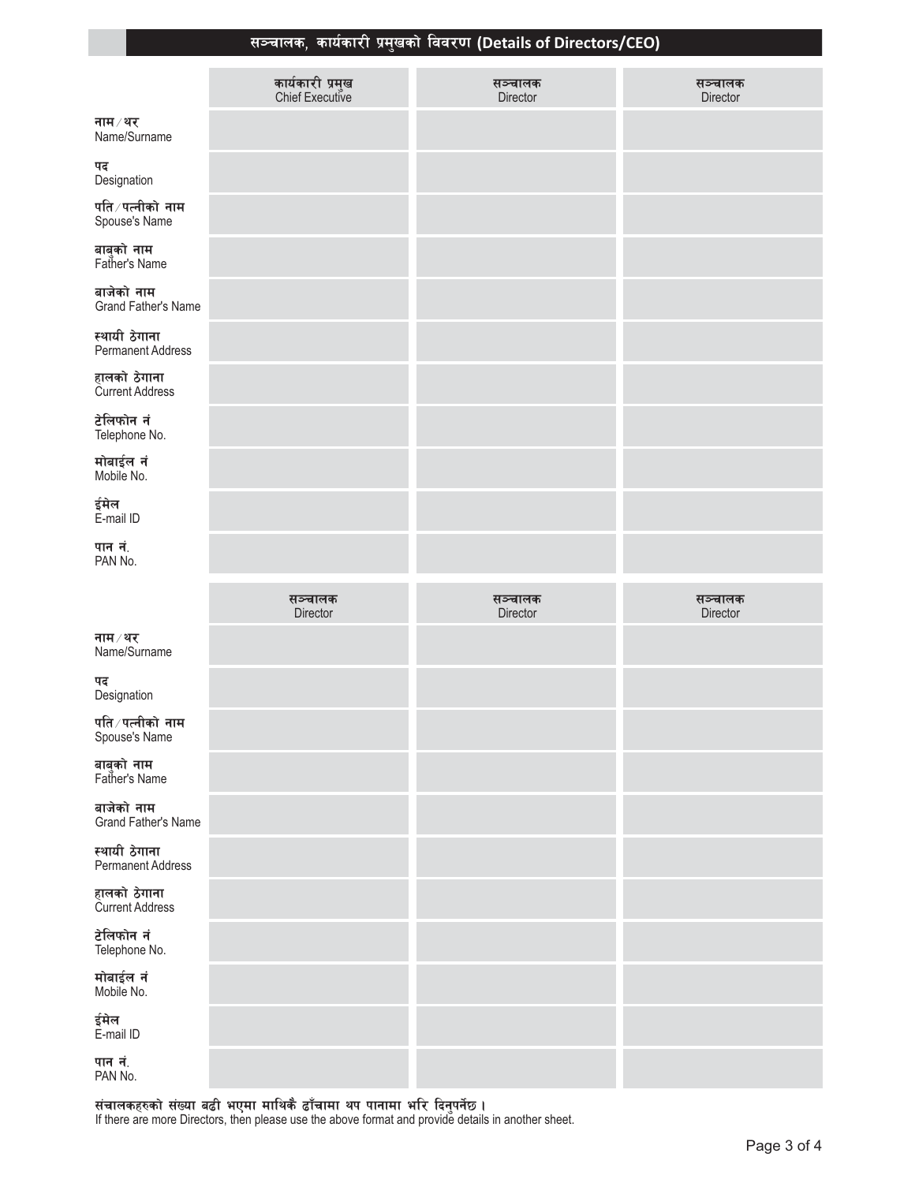## सञ्चालक, कार्यकारी प्रमुखको विवरण (Details of Directors/CEO)

| | कार्यकारी प्रमुख Chief Executive | सञ्चालक Director | सञ्चालक Director |
|---|---|---|---|
| नाम/थर Name/Surname | | | |
| पद Designation | | | |
| पति/पत्नीको नाम Spouse's Name | | | |
| बाबुको नाम Father's Name | | | |
| बाजेको नाम Grand Father's Name | | | |
| स्थायी ठेगाना Permanent Address | | | |
| हालको ठेगाना Current Address | | | |
| टेलिफोन नं Telephone No. | | | |
| मोबाईल नं Mobile No. | | | |
| ईमेल E-mail ID | | | |
| पान नं. PAN No. | | | |

| | सञ्चालक Director | सञ्चालक Director | सञ्चालक Director |
|---|---|---|---|
| नाम/थर Name/Surname | | | |
| पद Designation | | | |
| पति/पत्नीको नाम Spouse's Name | | | |
| बाबुको नाम Father's Name | | | |
| बाजेको नाम Grand Father's Name | | | |
| स्थायी ठेगाना Permanent Address | | | |
| हालको ठेगाना Current Address | | | |
| टेलिफोन नं Telephone No. | | | |
| मोबाईल नं Mobile No. | | | |
| ईमेल E-mail ID | | | |
| पान नं. PAN No. | | | |

संचालकहरुको संख्या बढी भएमा माथिकै ढाँचामा थप पानामा भरि दिनुपर्नेछ ।
If there are more Directors, then please use the above format and provide details in another sheet.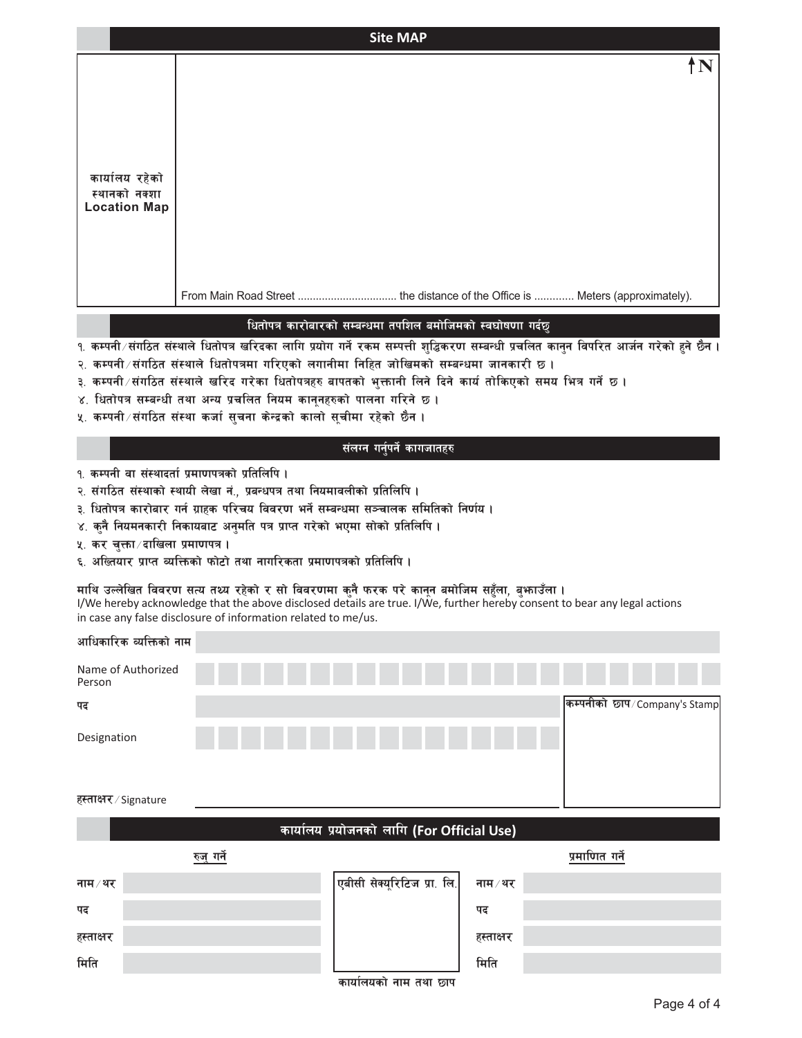## Site MAP

| | |
|---|---|
| कार्यालय रहेको स्थानको नक्शा **Location Map** | ↑N<br><br>From Main Road Street ................................ the distance of the Office is ............ Meters (approximately). |

## धितोपत्र कारोबारको सम्बन्धमा तपशिल बमोजिमको स्वघोषणा गर्दछु

१. कम्पनी/संगठित संस्थाले धितोपत्र खरिदका लागि प्रयोग गर्ने रकम सम्पत्ती शुद्धिकरण सम्बन्धी प्रचलित कानुन विपरित आर्जन गरेको हुने छैन ।

२. कम्पनी/संगठित संस्थाले धितोपत्रमा गरिएको लगानीमा निहित जोखिमको सम्बन्धमा जानकारी छ ।

३. कम्पनी/संगठित संस्थाले खरिद गरेका धितोपत्रहरु बापतको भुक्तानी लिने दिने कार्य तोकिएको समय भित्र गर्ने छ ।

४. धितोपत्र सम्बन्धी तथा अन्य प्रचलित नियम कानूनहरुको पालना गरिने छ ।

५. कम्पनी/संगठित संस्था कर्जा सुचना केन्द्रको कालो सूचीमा रहेको छैन ।

## संलग्न गर्नुपर्ने कागजातहरु

१. कम्पनी वा संस्थादर्ता प्रमाणपत्रको प्रतिलिपि ।

२. संगठित संस्थाको स्थायी लेखा नं., प्रबन्धपत्र तथा नियमावलीको प्रतिलिपि ।

३. धितोपत्र कारोबार गर्न ग्राहक परिचय विवरण भर्ने सम्बन्धमा सञ्चालक समितिको निर्णय ।

४. कुनै नियमनकारी निकायबाट अनुमति पत्र प्राप्त गरेको भएमा सोको प्रतिलिपि ।

५. कर चुक्ता/दाखिला प्रमाणपत्र ।

६. अख्तियार प्राप्त व्यक्तिको फोटो तथा नागरिकता प्रमाणपत्रको प्रतिलिपि ।

माथि उल्लेखित विवरण सत्य तथ्य रहेको र सो विवरणमा कुनै फरक परे कानून बमोजिम सहुँला, बुझाउँला ।
I/We hereby acknowledge that the above disclosed details are true. I/We, further hereby consent to bear any legal actions in case any false disclosure of information related to me/us.

| | | |
|---|---|---|
| आधिकारिक व्यक्तिको नाम | | |
| Name of Authorized Person | | |
| पद | | कम्पनीको छाप/Company's Stamp |
| Designation | | |
| हस्ताक्षर/Signature | | |

## कार्यालय प्रयोजनको लागि (For Official Use)

| रुजु गर्ने | | | | प्रमाणित गर्ने |
|---|---|---|---|---|
| नाम/थर | | एबीसी सेक्युरिटिज प्रा. लि. | नाम/थर | |
| पद | | | पद | |
| हस्ताक्षर | | | हस्ताक्षर | |
| मिति | | | मिति | |
| | | कार्यालयको नाम तथा छाप | | |